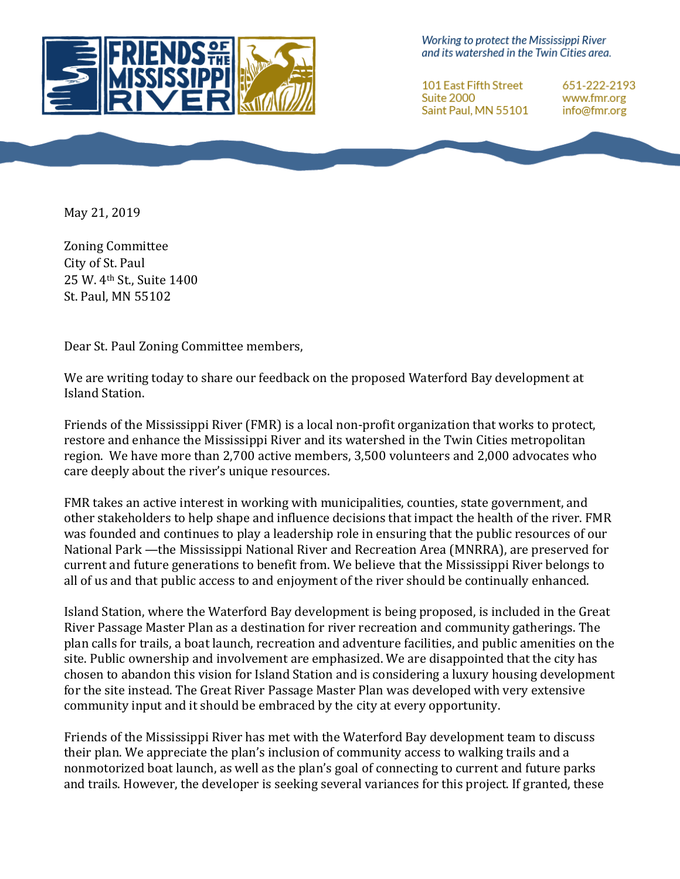**FRIENDS OF THE MISSISSIPPI RIVER**

*Working to protect the Mississippi River and its watershed in the Twin Cities area.*

101 East Fifth Street
Suite 2000
Saint Paul, MN 55101

651-222-2193
www.fmr.org
info@fmr.org

May 21, 2019

Zoning Committee
City of St. Paul
25 W. 4th St., Suite 1400
St. Paul, MN 55102

Dear St. Paul Zoning Committee members,

We are writing today to share our feedback on the proposed Waterford Bay development at Island Station.

Friends of the Mississippi River (FMR) is a local non-profit organization that works to protect, restore and enhance the Mississippi River and its watershed in the Twin Cities metropolitan region. We have more than 2,700 active members, 3,500 volunteers and 2,000 advocates who care deeply about the river's unique resources.

FMR takes an active interest in working with municipalities, counties, state government, and other stakeholders to help shape and influence decisions that impact the health of the river. FMR was founded and continues to play a leadership role in ensuring that the public resources of our National Park —the Mississippi National River and Recreation Area (MNRRA), are preserved for current and future generations to benefit from. We believe that the Mississippi River belongs to all of us and that public access to and enjoyment of the river should be continually enhanced.

Island Station, where the Waterford Bay development is being proposed, is included in the Great River Passage Master Plan as a destination for river recreation and community gatherings. The plan calls for trails, a boat launch, recreation and adventure facilities, and public amenities on the site. Public ownership and involvement are emphasized. We are disappointed that the city has chosen to abandon this vision for Island Station and is considering a luxury housing development for the site instead. The Great River Passage Master Plan was developed with very extensive community input and it should be embraced by the city at every opportunity.

Friends of the Mississippi River has met with the Waterford Bay development team to discuss their plan. We appreciate the plan's inclusion of community access to walking trails and a nonmotorized boat launch, as well as the plan's goal of connecting to current and future parks and trails. However, the developer is seeking several variances for this project. If granted, these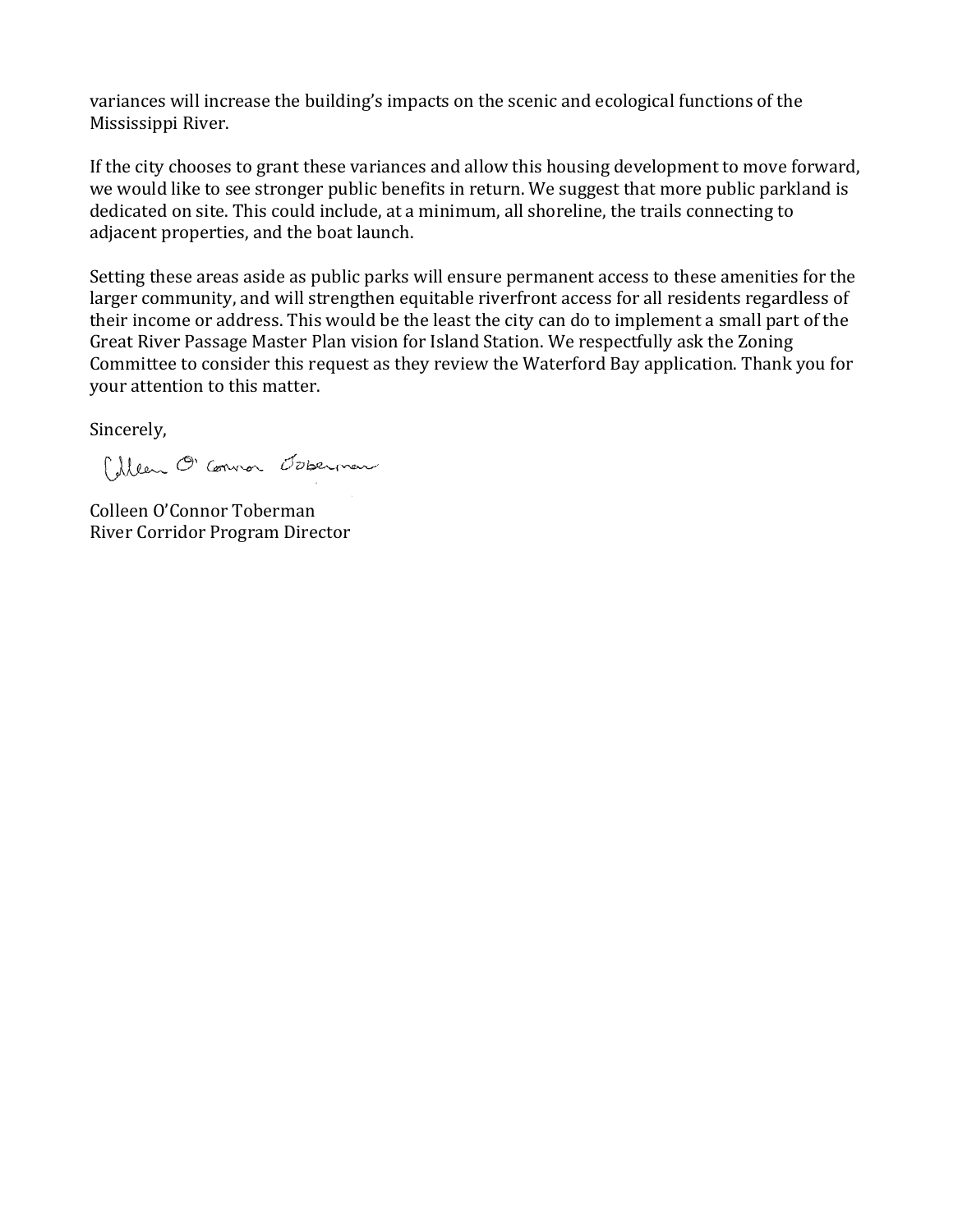variances will increase the building's impacts on the scenic and ecological functions of the Mississippi River.

If the city chooses to grant these variances and allow this housing development to move forward, we would like to see stronger public benefits in return. We suggest that more public parkland is dedicated on site. This could include, at a minimum, all shoreline, the trails connecting to adjacent properties, and the boat launch.

Setting these areas aside as public parks will ensure permanent access to these amenities for the larger community, and will strengthen equitable riverfront access for all residents regardless of their income or address. This would be the least the city can do to implement a small part of the Great River Passage Master Plan vision for Island Station. We respectfully ask the Zoning Committee to consider this request as they review the Waterford Bay application. Thank you for your attention to this matter.

Sincerely,

Colleen O'Connor Toberman

Colleen O'Connor Toberman
River Corridor Program Director